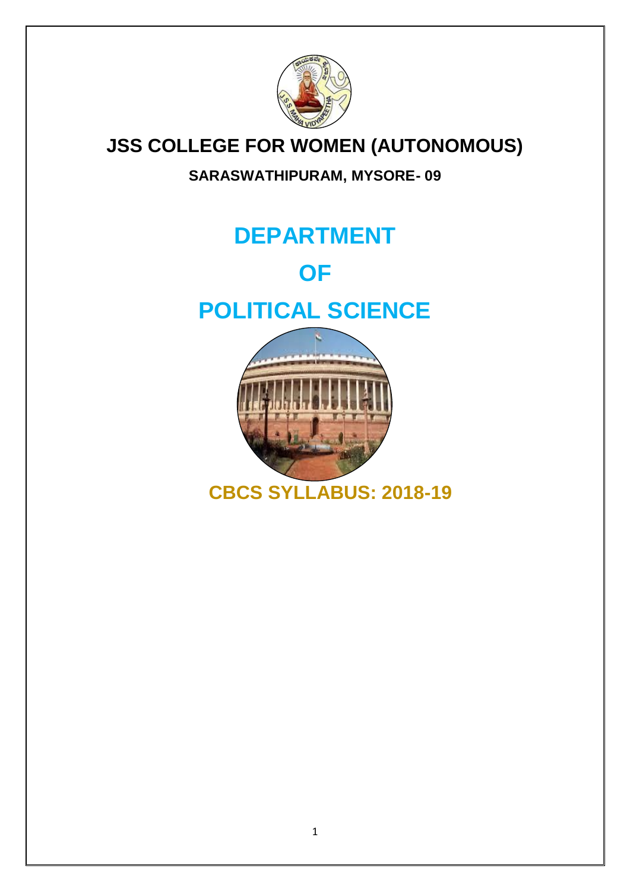# JSS COLLEGE FOR WOMEN (AUTONOMOUS)

**SARASWATHIPURAM, MYSORE- 09**

# DEPARTMENT

# OF

# POLITICAL SCIENCE

## CBCS SYLLABUS: 2018-19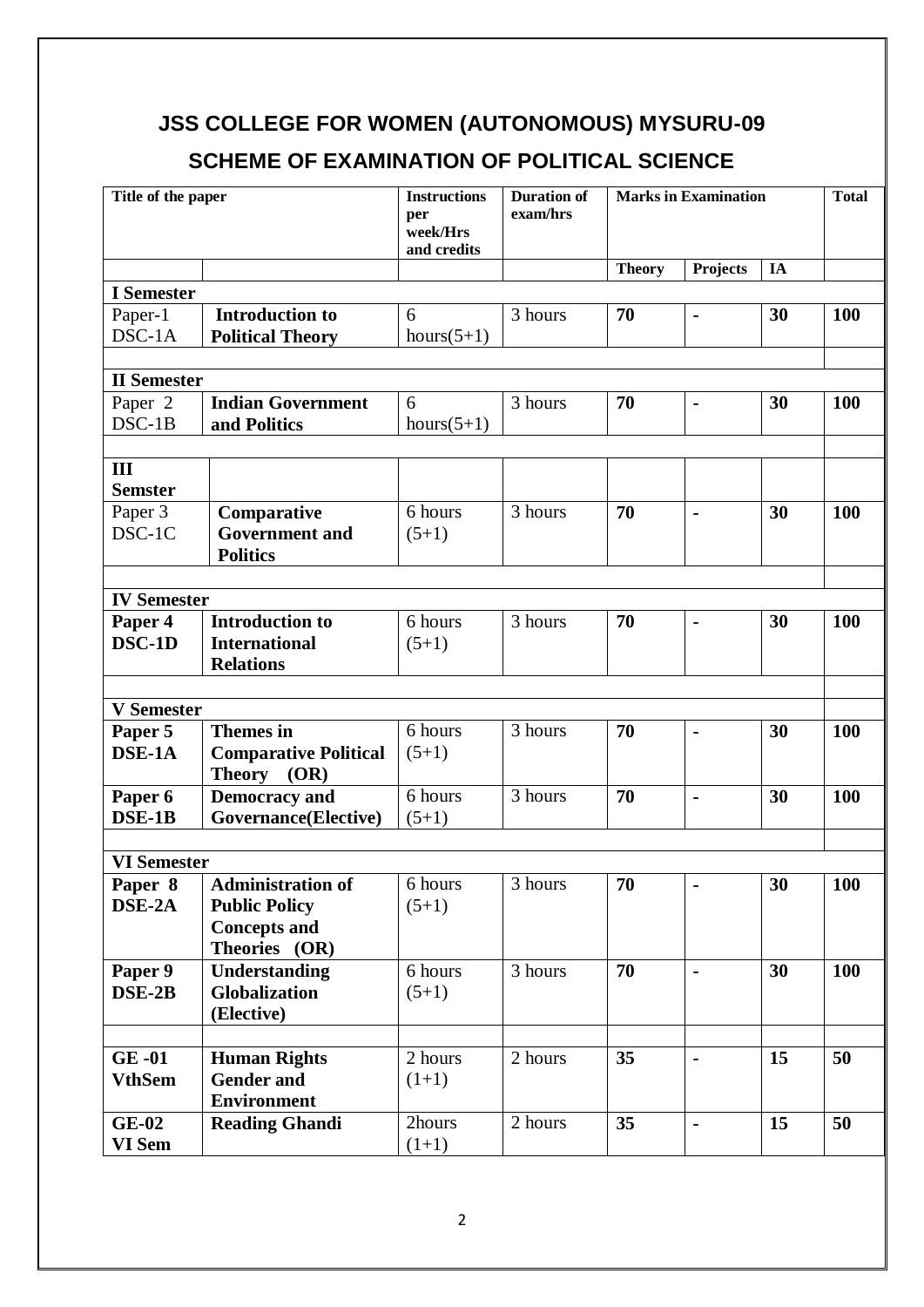# JSS COLLEGE FOR WOMEN (AUTONOMOUS) MYSURU-09

## SCHEME OF EXAMINATION OF POLITICAL SCIENCE

| Title of the paper | | Instructions per week/Hrs and credits | Duration of exam/hrs | Marks in Examination | | | Total |
|---|---|---|---|---|---|---|---|
| | | | | Theory | Projects | IA | |
| **I Semester** | | | | | | | |
| Paper-1 DSC-1A | **Introduction to Political Theory** | 6 hours(5+1) | 3 hours | **70** | **-** | **30** | **100** |
| | | | | | | | |
| **II Semester** | | | | | | | |
| Paper 2 DSC-1B | **Indian Government and Politics** | 6 hours(5+1) | 3 hours | **70** | **-** | **30** | **100** |
| | | | | | | | |
| **III Semster** | | | | | | | |
| Paper 3 DSC-1C | **Comparative Government and Politics** | 6 hours (5+1) | 3 hours | **70** | **-** | **30** | **100** |
| | | | | | | | |
| **IV Semester** | | | | | | | |
| **Paper 4 DSC-1D** | **Introduction to International Relations** | 6 hours (5+1) | 3 hours | **70** | **-** | **30** | **100** |
| | | | | | | | |
| **V Semester** | | | | | | | |
| **Paper 5 DSE-1A** | **Themes in Comparative Political Theory (OR)** | 6 hours (5+1) | 3 hours | **70** | **-** | **30** | **100** |
| **Paper 6 DSE-1B** | **Democracy and Governance(Elective)** | 6 hours (5+1) | 3 hours | **70** | **-** | **30** | **100** |
| | | | | | | | |
| **VI Semester** | | | | | | | |
| **Paper 8 DSE-2A** | **Administration of Public Policy Concepts and Theories (OR)** | 6 hours (5+1) | 3 hours | **70** | **-** | **30** | **100** |
| **Paper 9 DSE-2B** | **Understanding Globalization (Elective)** | 6 hours (5+1) | 3 hours | **70** | **-** | **30** | **100** |
| | | | | | | | |
| **GE -01 VthSem** | **Human Rights Gender and Environment** | 2 hours (1+1) | 2 hours | **35** | **-** | **15** | **50** |
| **GE-02 VI Sem** | **Reading Ghandi** | 2hours (1+1) | 2 hours | **35** | **-** | **15** | **50** |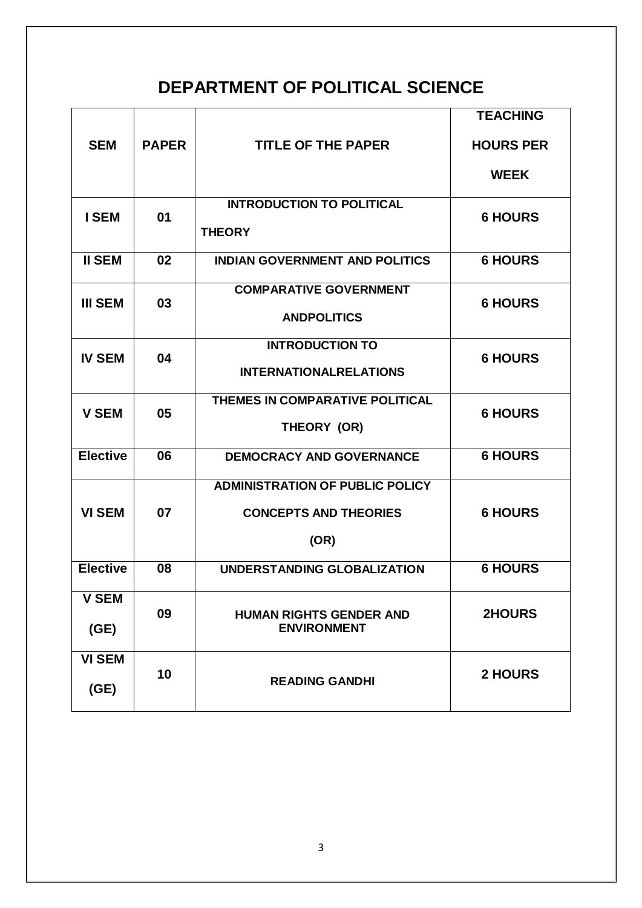# DEPARTMENT OF POLITICAL SCIENCE

| SEM | PAPER | TITLE OF THE PAPER | TEACHING HOURS PER WEEK |
|---|---|---|---|
| I SEM | 01 | INTRODUCTION TO POLITICAL THEORY | 6 HOURS |
| II SEM | 02 | INDIAN GOVERNMENT AND POLITICS | 6 HOURS |
| III SEM | 03 | COMPARATIVE GOVERNMENT ANDPOLITICS | 6 HOURS |
| IV SEM | 04 | INTRODUCTION TO INTERNATIONALRELATIONS | 6 HOURS |
| V SEM | 05 | THEMES IN COMPARATIVE POLITICAL THEORY (OR) | 6 HOURS |
| Elective | 06 | DEMOCRACY AND GOVERNANCE | 6 HOURS |
| VI SEM | 07 | ADMINISTRATION OF PUBLIC POLICY CONCEPTS AND THEORIES (OR) | 6 HOURS |
| Elective | 08 | UNDERSTANDING GLOBALIZATION | 6 HOURS |
| V SEM (GE) | 09 | HUMAN RIGHTS GENDER AND ENVIRONMENT | 2HOURS |
| VI SEM (GE) | 10 | READING GANDHI | 2 HOURS |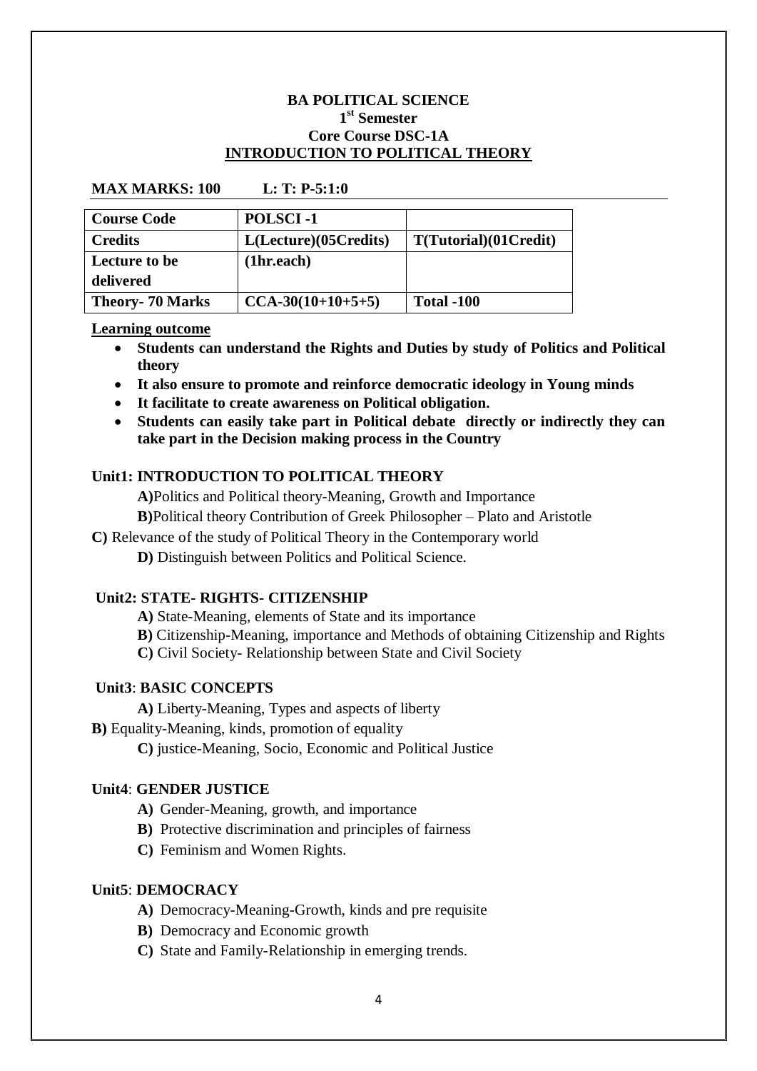**BA POLITICAL SCIENCE**
**1st Semester**
**Core Course DSC-1A**

# INTRODUCTION TO POLITICAL THEORY

**MAX MARKS: 100 L: T: P-5:1:0**

| **Course Code** | **POLSCI -1** | |
|---|---|---|
| **Credits** | **L(Lecture)(05Credits)** | **T(Tutorial)(01Credit)** |
| **Lecture to be delivered** | **(1hr.each)** | |
| **Theory- 70 Marks** | **CCA-30(10+10+5+5)** | **Total -100** |

**Learning outcome**

- **Students can understand the Rights and Duties by study of Politics and Political theory**
- **It also ensure to promote and reinforce democratic ideology in Young minds**
- **It facilitate to create awareness on Political obligation.**
- **Students can easily take part in Political debate directly or indirectly they can take part in the Decision making process in the Country**

## Unit1: INTRODUCTION TO POLITICAL THEORY

**A)**Politics and Political theory-Meaning, Growth and Importance

**B)**Political theory Contribution of Greek Philosopher – Plato and Aristotle

**C)** Relevance of the study of Political Theory in the Contemporary world

**D)** Distinguish between Politics and Political Science.

## Unit2: STATE- RIGHTS- CITIZENSHIP

**A)** State-Meaning, elements of State and its importance

**B)** Citizenship-Meaning, importance and Methods of obtaining Citizenship and Rights

**C)** Civil Society- Relationship between State and Civil Society

## Unit3: BASIC CONCEPTS

**A)** Liberty-Meaning, Types and aspects of liberty

**B)** Equality-Meaning, kinds, promotion of equality

**C)** justice-Meaning, Socio, Economic and Political Justice

## Unit4: GENDER JUSTICE

**A)** Gender-Meaning, growth, and importance

**B)** Protective discrimination and principles of fairness

**C)** Feminism and Women Rights.

## Unit5: DEMOCRACY

**A)** Democracy-Meaning-Growth, kinds and pre requisite

**B)** Democracy and Economic growth

**C)** State and Family-Relationship in emerging trends.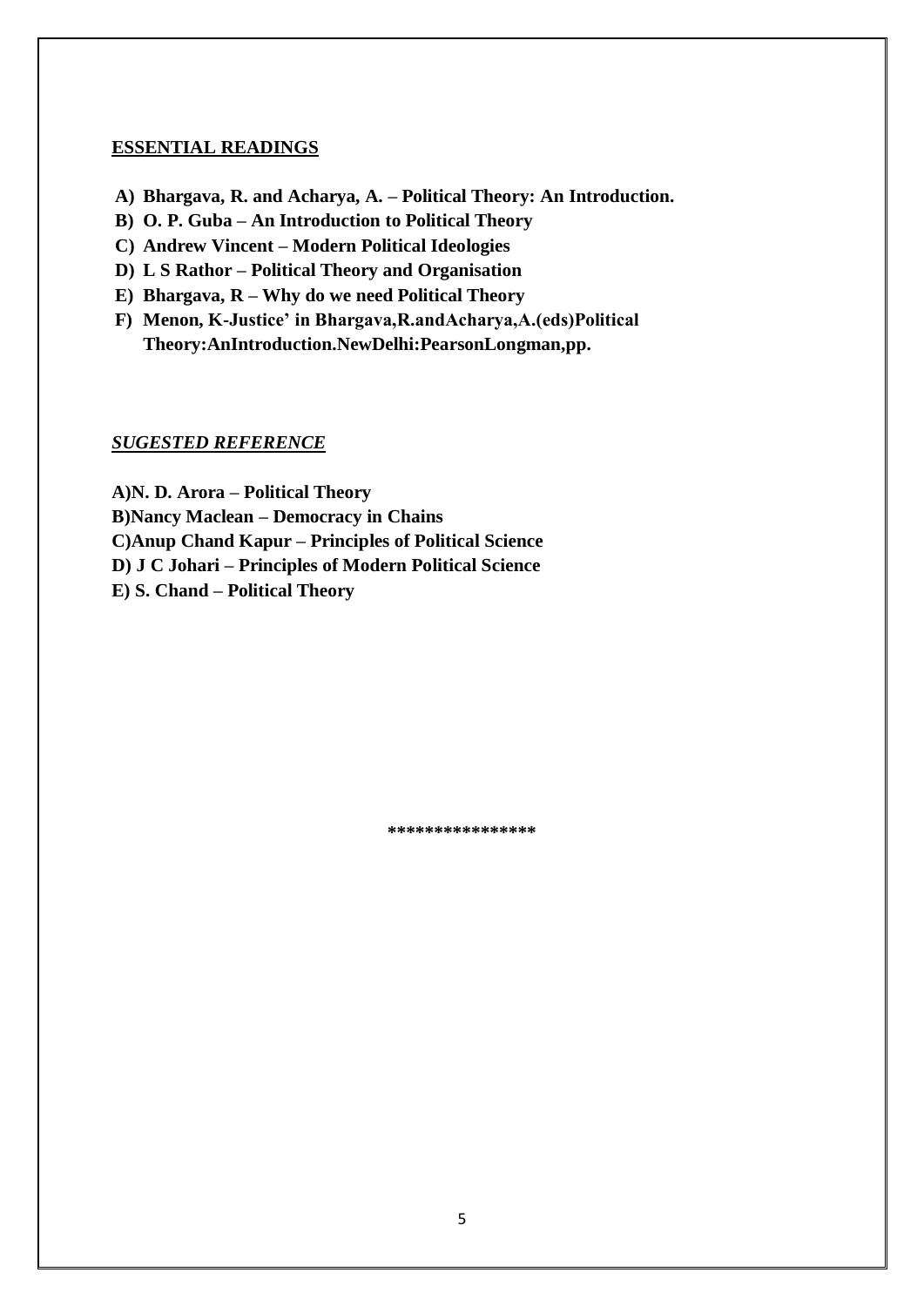**ESSENTIAL READINGS**

- **A) Bhargava, R. and Acharya, A. – Political Theory: An Introduction.**
- **B) O. P. Guba – An Introduction to Political Theory**
- **C) Andrew Vincent – Modern Political Ideologies**
- **D) L S Rathor – Political Theory and Organisation**
- **E) Bhargava, R – Why do we need Political Theory**
- **F) Menon, K-Justice' in Bhargava,R.andAcharya,A.(eds)Political Theory:AnIntroduction.NewDelhi:PearsonLongman,pp.**

***SUGESTED REFERENCE***

**A)N. D. Arora – Political Theory**

**B)Nancy Maclean – Democracy in Chains**

**C)Anup Chand Kapur – Principles of Political Science**

**D) J C Johari – Principles of Modern Political Science**

**E) S. Chand – Political Theory**

***************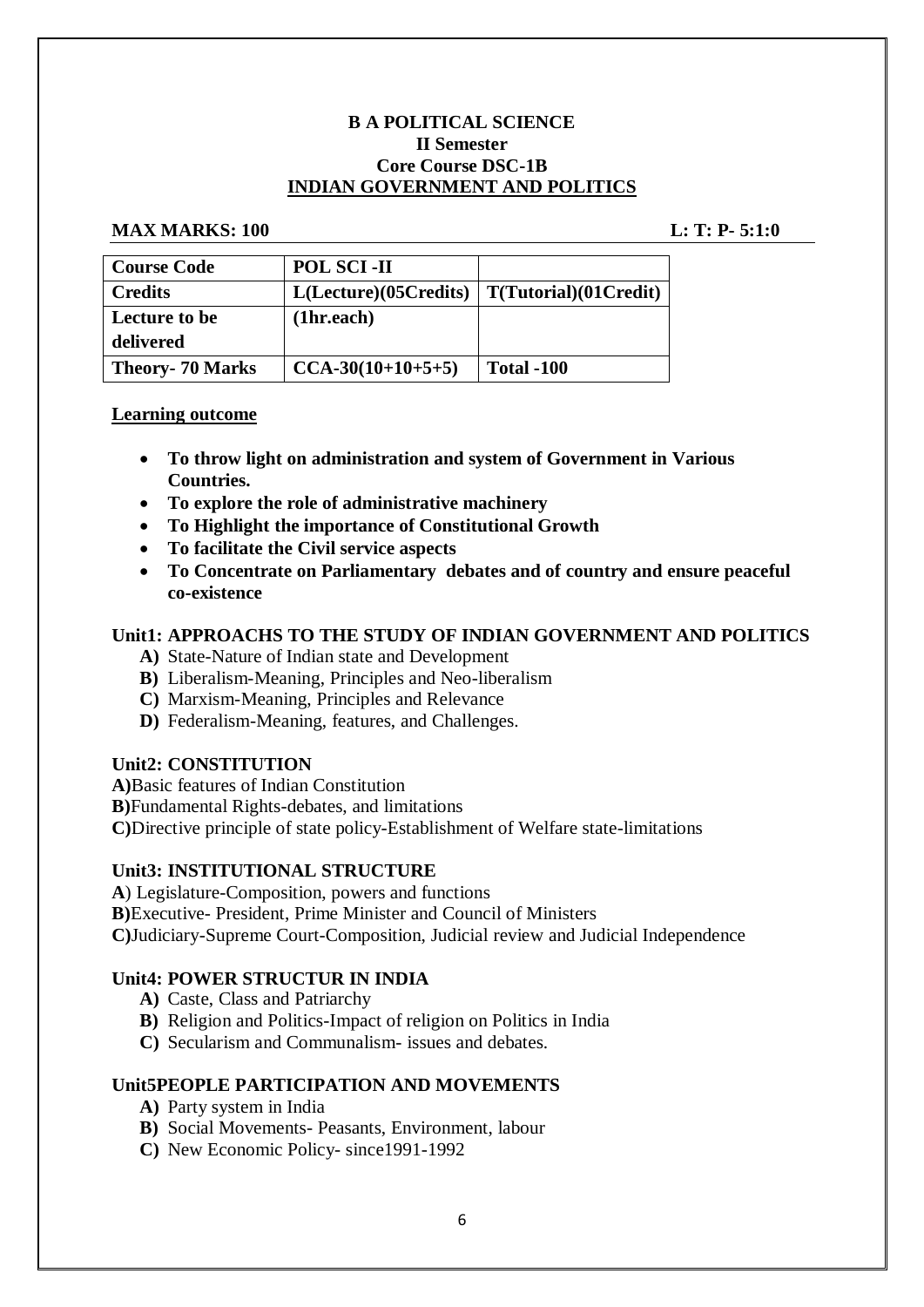**B A POLITICAL SCIENCE**
**II Semester**
**Core Course DSC-1B**
**INDIAN GOVERNMENT AND POLITICS**

**MAX MARKS: 100** **L: T: P- 5:1:0**

| Course Code | POL SCI -II | |
|---|---|---|
| Credits | L(Lecture)(05Credits) | T(Tutorial)(01Credit) |
| Lecture to be delivered | (1hr.each) | |
| Theory- 70 Marks | CCA-30(10+10+5+5) | Total -100 |

**Learning outcome**

- **To throw light on administration and system of Government in Various Countries.**
- **To explore the role of administrative machinery**
- **To Highlight the importance of Constitutional Growth**
- **To facilitate the Civil service aspects**
- **To Concentrate on Parliamentary debates and of country and ensure peaceful co-existence**

**Unit1: APPROACHS TO THE STUDY OF INDIAN GOVERNMENT AND POLITICS**

**A)** State-Nature of Indian state and Development
**B)** Liberalism-Meaning, Principles and Neo-liberalism
**C)** Marxism-Meaning, Principles and Relevance
**D)** Federalism-Meaning, features, and Challenges.

**Unit2: CONSTITUTION**

**A)**Basic features of Indian Constitution
**B)**Fundamental Rights-debates, and limitations
**C)**Directive principle of state policy-Establishment of Welfare state-limitations

**Unit3: INSTITUTIONAL STRUCTURE**

**A**) Legislature-Composition, powers and functions
**B)**Executive- President, Prime Minister and Council of Ministers
**C)**Judiciary-Supreme Court-Composition, Judicial review and Judicial Independence

**Unit4: POWER STRUCTUR IN INDIA**

**A)** Caste, Class and Patriarchy
**B)** Religion and Politics-Impact of religion on Politics in India
**C)** Secularism and Communalism- issues and debates.

**Unit5PEOPLE PARTICIPATION AND MOVEMENTS**

**A)** Party system in India
**B)** Social Movements- Peasants, Environment, labour
**C)** New Economic Policy- since1991-1992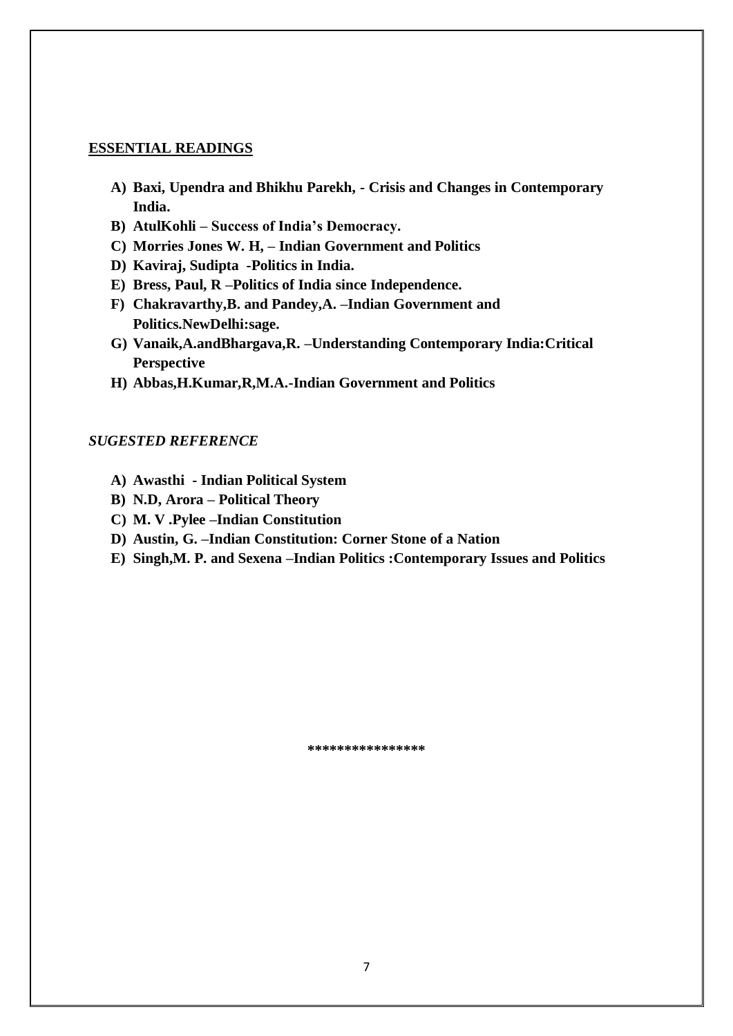## ESSENTIAL READINGS

A) **Baxi, Upendra and Bhikhu Parekh, - Crisis and Changes in Contemporary India.**
B) **AtulKohli – Success of India's Democracy.**
C) **Morries Jones W. H, – Indian Government and Politics**
D) **Kaviraj, Sudipta -Politics in India.**
E) **Bress, Paul, R –Politics of India since Independence.**
F) **Chakravarthy,B. and Pandey,A. –Indian Government and Politics.NewDelhi:sage.**
G) **Vanaik,A.andBhargava,R. –Understanding Contemporary India:Critical Perspective**
H) **Abbas,H.Kumar,R,M.A.-Indian Government and Politics**

### *SUGESTED REFERENCE*

A) **Awasthi - Indian Political System**
B) **N.D, Arora – Political Theory**
C) **M. V .Pylee –Indian Constitution**
D) **Austin, G. –Indian Constitution: Corner Stone of a Nation**
E) **Singh,M. P. and Sexena –Indian Politics :Contemporary Issues and Politics**

***************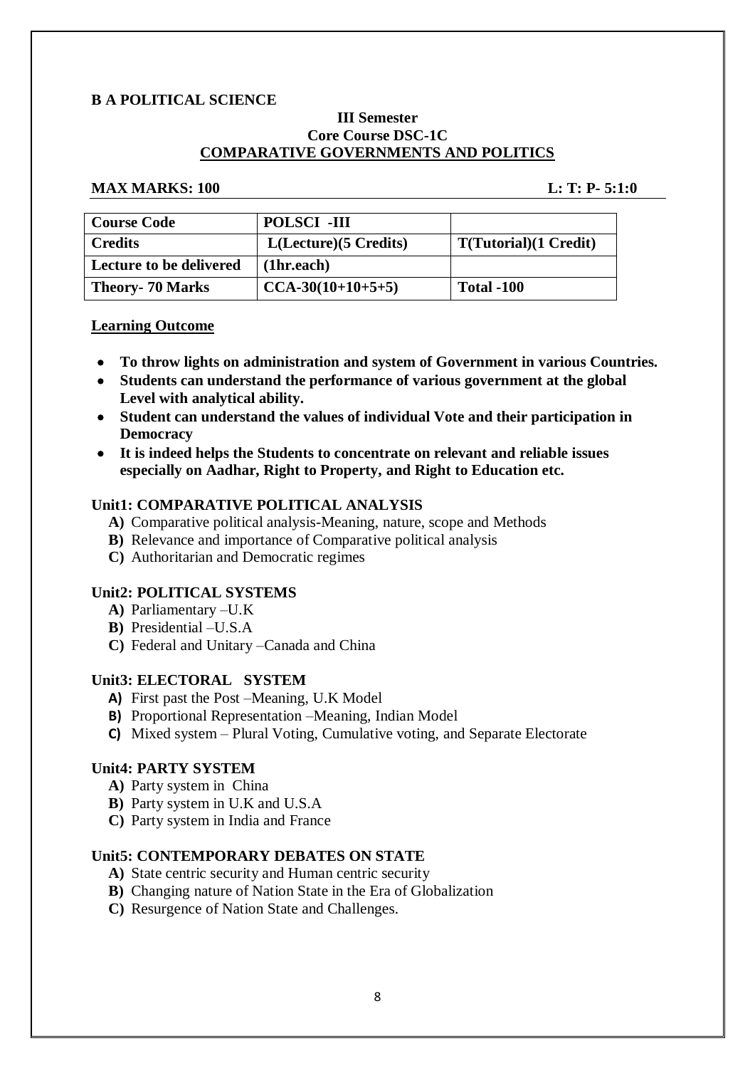**B A POLITICAL SCIENCE**

**III Semester**
**Core Course DSC-1C**
**COMPARATIVE GOVERNMENTS AND POLITICS**

**MAX MARKS: 100** **L: T: P- 5:1:0**

| **Course Code** | **POLSCI -III** | |
|---|---|---|
| **Credits** | **L(Lecture)(5 Credits)** | **T(Tutorial)(1 Credit)** |
| **Lecture to be delivered** | **(1hr.each)** | |
| **Theory- 70 Marks** | **CCA-30(10+10+5+5)** | **Total -100** |

**Learning Outcome**

- **To throw lights on administration and system of Government in various Countries.**
- **Students can understand the performance of various government at the global Level with analytical ability.**
- **Student can understand the values of individual Vote and their participation in Democracy**
- **It is indeed helps the Students to concentrate on relevant and reliable issues especially on Aadhar, Right to Property, and Right to Education etc.**

**Unit1: COMPARATIVE POLITICAL ANALYSIS**

- **A)** Comparative political analysis-Meaning, nature, scope and Methods
- **B)** Relevance and importance of Comparative political analysis
- **C)** Authoritarian and Democratic regimes

**Unit2: POLITICAL SYSTEMS**

- **A)** Parliamentary –U.K
- **B)** Presidential –U.S.A
- **C)** Federal and Unitary –Canada and China

**Unit3: ELECTORAL SYSTEM**

- **A)** First past the Post –Meaning, U.K Model
- **B)** Proportional Representation –Meaning, Indian Model
- **C)** Mixed system – Plural Voting, Cumulative voting, and Separate Electorate

**Unit4: PARTY SYSTEM**

- **A)** Party system in China
- **B)** Party system in U.K and U.S.A
- **C)** Party system in India and France

**Unit5: CONTEMPORARY DEBATES ON STATE**

- **A)** State centric security and Human centric security
- **B)** Changing nature of Nation State in the Era of Globalization
- **C)** Resurgence of Nation State and Challenges.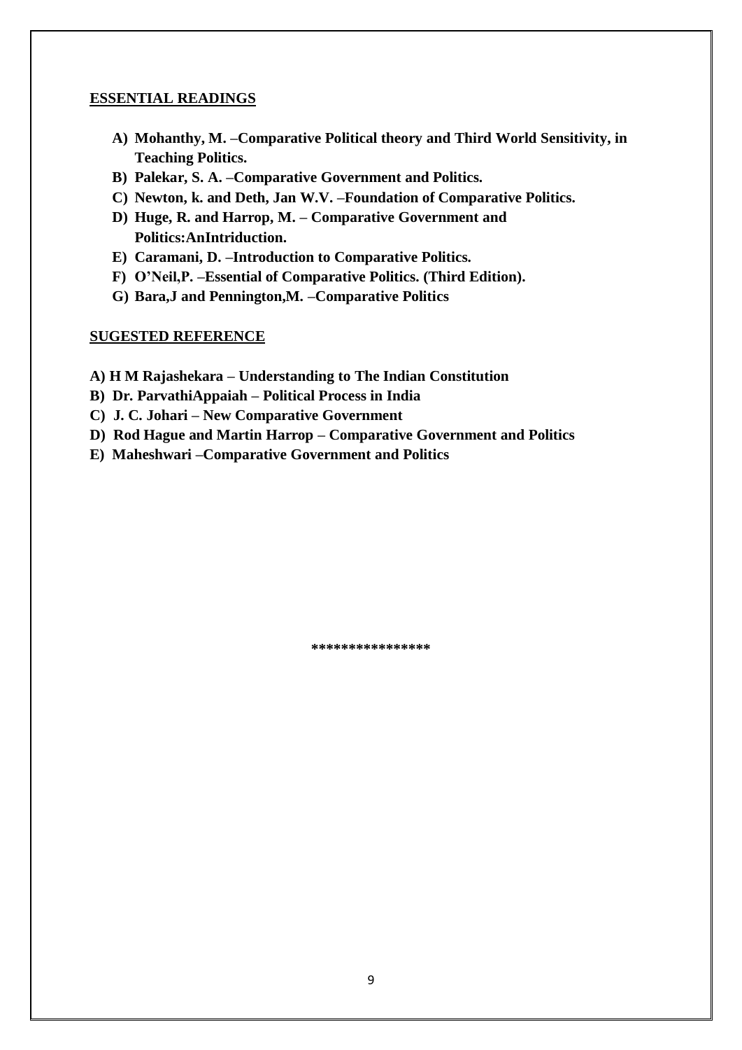**ESSENTIAL READINGS**

- **A) Mohanthy, M. –Comparative Political theory and Third World Sensitivity, in Teaching Politics.**
- **B) Palekar, S. A. –Comparative Government and Politics.**
- **C) Newton, k. and Deth, Jan W.V. –Foundation of Comparative Politics.**
- **D) Huge, R. and Harrop, M. – Comparative Government and Politics:AnIntriduction.**
- **E) Caramani, D. –Introduction to Comparative Politics.**
- **F) O'Neil,P. –Essential of Comparative Politics. (Third Edition).**
- **G) Bara,J and Pennington,M. –Comparative Politics**

**SUGESTED REFERENCE**

**A) H M Rajashekara – Understanding to The Indian Constitution**

**B) Dr. ParvathiAppaiah – Political Process in India**

**C) J. C. Johari – New Comparative Government**

**D) Rod Hague and Martin Harrop – Comparative Government and Politics**

**E) Maheshwari –Comparative Government and Politics**

****************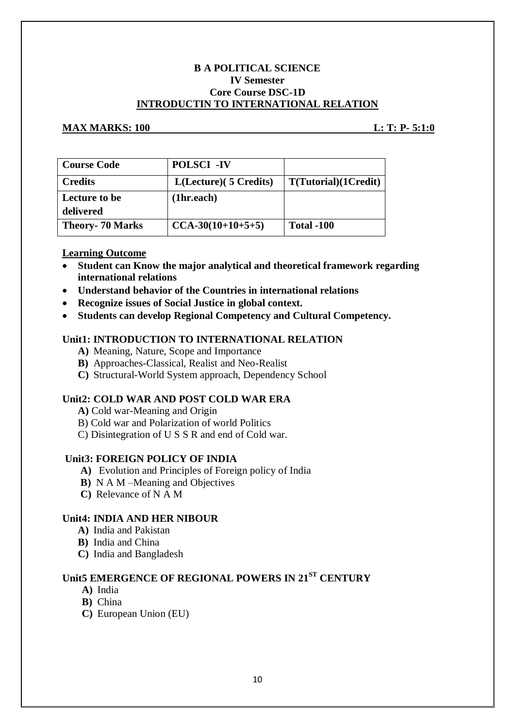**B A POLITICAL SCIENCE**
**IV Semester**
**Core Course DSC-1D**
**INTRODUCTIN TO INTERNATIONAL RELATION**

**MAX MARKS: 100** **L: T: P- 5:1:0**

| **Course Code** | **POLSCI -IV** | |
|---|---|---|
| **Credits** | **L(Lecture)( 5 Credits)** | **T(Tutorial)(1Credit)** |
| **Lecture to be delivered** | **(1hr.each)** | |
| **Theory- 70 Marks** | **CCA-30(10+10+5+5)** | **Total -100** |

**Learning Outcome**

- **Student can Know the major analytical and theoretical framework regarding international relations**
- **Understand behavior of the Countries in international relations**
- **Recognize issues of Social Justice in global context.**
- **Students can develop Regional Competency and Cultural Competency.**

### Unit1: INTRODUCTION TO INTERNATIONAL RELATION

**A)** Meaning, Nature, Scope and Importance
**B)** Approaches-Classical, Realist and Neo-Realist
**C)** Structural-World System approach, Dependency School

### Unit2: COLD WAR AND POST COLD WAR ERA

**A)** Cold war-Meaning and Origin
B) Cold war and Polarization of world Politics
C) Disintegration of U S S R and end of Cold war.

### Unit3: FOREIGN POLICY OF INDIA

**A)** Evolution and Principles of Foreign policy of India
**B)** N A M –Meaning and Objectives
**C)** Relevance of N A M

### Unit4: INDIA AND HER NIBOUR

**A)** India and Pakistan
**B)** India and China
**C)** India and Bangladesh

### Unit5 EMERGENCE OF REGIONAL POWERS IN 21ST CENTURY

**A)** India
**B)** China
**C)** European Union (EU)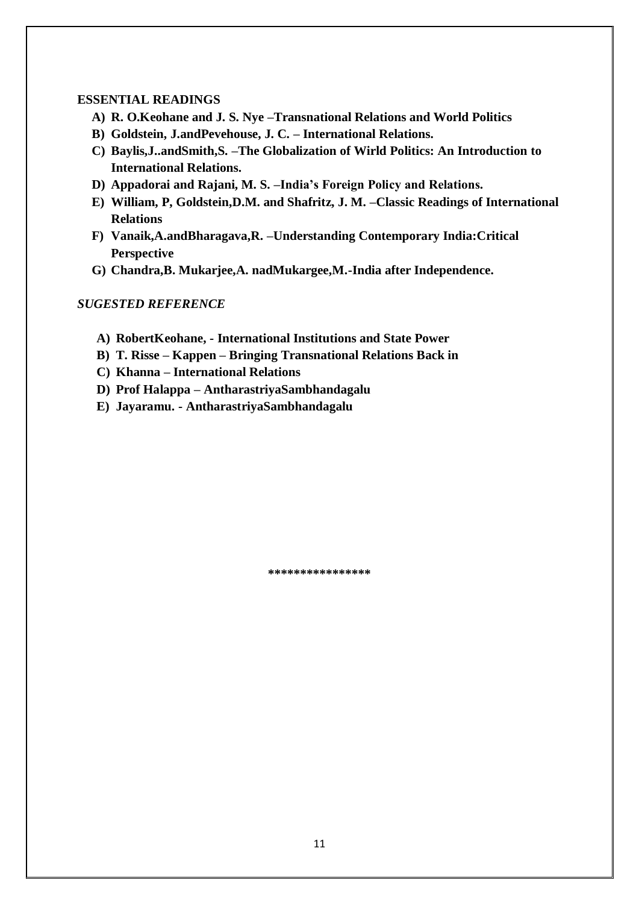**ESSENTIAL READINGS**

A) **R. O.Keohane and J. S. Nye –Transnational Relations and World Politics**
B) **Goldstein, J.andPevehouse, J. C. – International Relations.**
C) **Baylis,J..andSmith,S. –The Globalization of Wirld Politics: An Introduction to International Relations.**
D) **Appadorai and Rajani, M. S. –India's Foreign Policy and Relations.**
E) **William, P, Goldstein,D.M. and Shafritz, J. M. –Classic Readings of International Relations**
F) **Vanaik,A.andBharagava,R. –Understanding Contemporary India:Critical Perspective**
G) **Chandra,B. Mukarjee,A. nadMukargee,M.-India after Independence.**

***SUGESTED REFERENCE***

A) **RobertKeohane, - International Institutions and State Power**
B) **T. Risse – Kappen – Bringing Transnational Relations Back in**
C) **Khanna – International Relations**
D) **Prof Halappa – AntharastriyaSambhandagalu**
E) **Jayaramu. - AntharastriyaSambhandagalu**

****************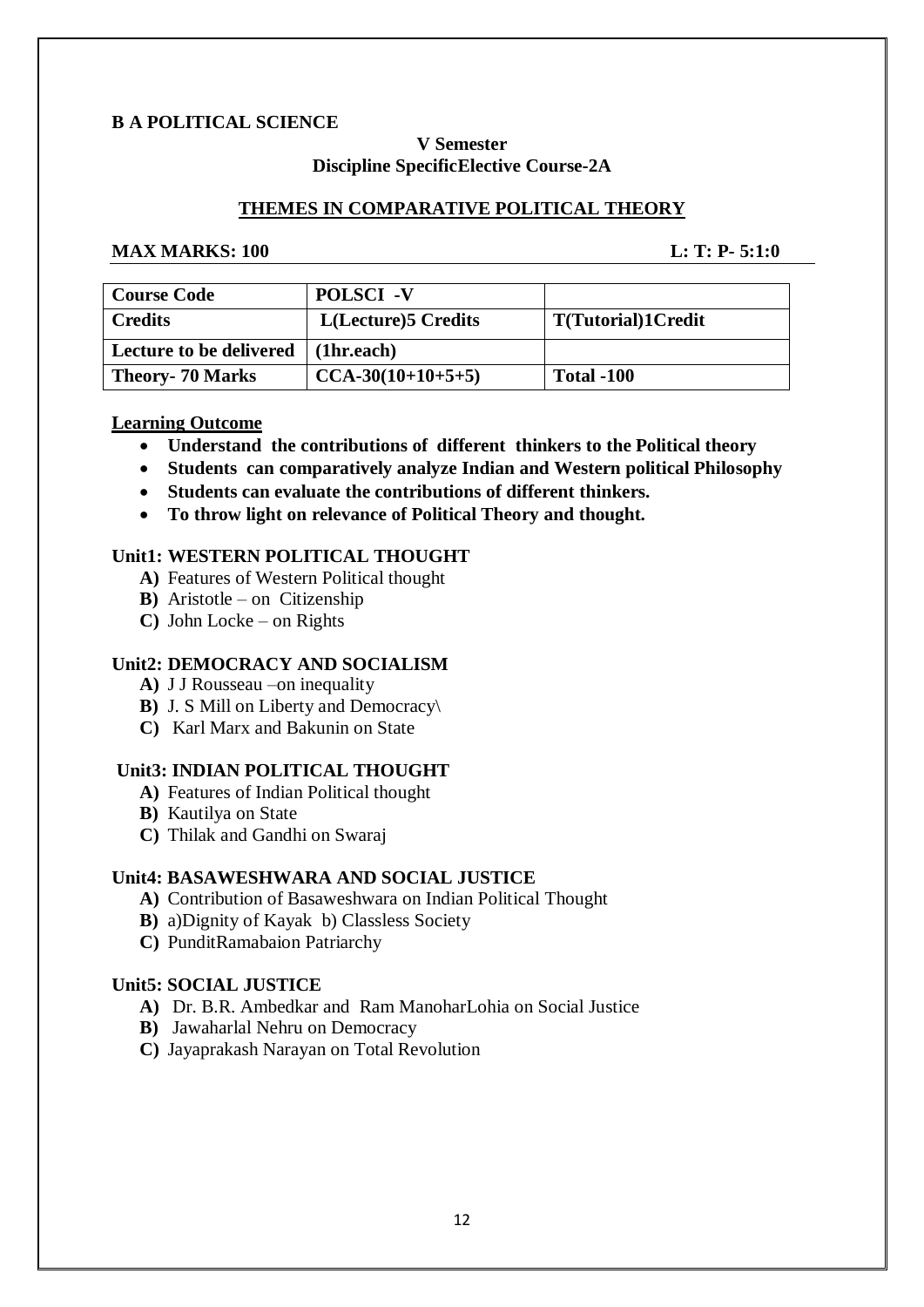**B A POLITICAL SCIENCE**

**V Semester**
**Discipline SpecificElective Course-2A**

## THEMES IN COMPARATIVE POLITICAL THEORY

**MAX MARKS: 100** **L: T: P- 5:1:0**

| Course Code | POLSCI -V | |
|---|---|---|
| Credits | L(Lecture)5 Credits | T(Tutorial)1Credit |
| Lecture to be delivered | (1hr.each) | |
| Theory- 70 Marks | CCA-30(10+10+5+5) | Total -100 |

**Learning Outcome**

- **Understand the contributions of different thinkers to the Political theory**
- **Students can comparatively analyze Indian and Western political Philosophy**
- **Students can evaluate the contributions of different thinkers.**
- **To throw light on relevance of Political Theory and thought.**

### Unit1: WESTERN POLITICAL THOUGHT

**A)** Features of Western Political thought
**B)** Aristotle – on Citizenship
**C)** John Locke – on Rights

### Unit2: DEMOCRACY AND SOCIALISM

**A)** J J Rousseau –on inequality
**B)** J. S Mill on Liberty and Democracy\
**C)** Karl Marx and Bakunin on State

### Unit3: INDIAN POLITICAL THOUGHT

**A)** Features of Indian Political thought
**B)** Kautilya on State
**C)** Thilak and Gandhi on Swaraj

### Unit4: BASAWESHWARA AND SOCIAL JUSTICE

**A)** Contribution of Basaweshwara on Indian Political Thought
**B)** a)Dignity of Kayak b) Classless Society
**C)** PunditRamabaion Patriarchy

### Unit5: SOCIAL JUSTICE

**A)** Dr. B.R. Ambedkar and Ram ManoharLohia on Social Justice
**B)** Jawaharlal Nehru on Democracy
**C)** Jayaprakash Narayan on Total Revolution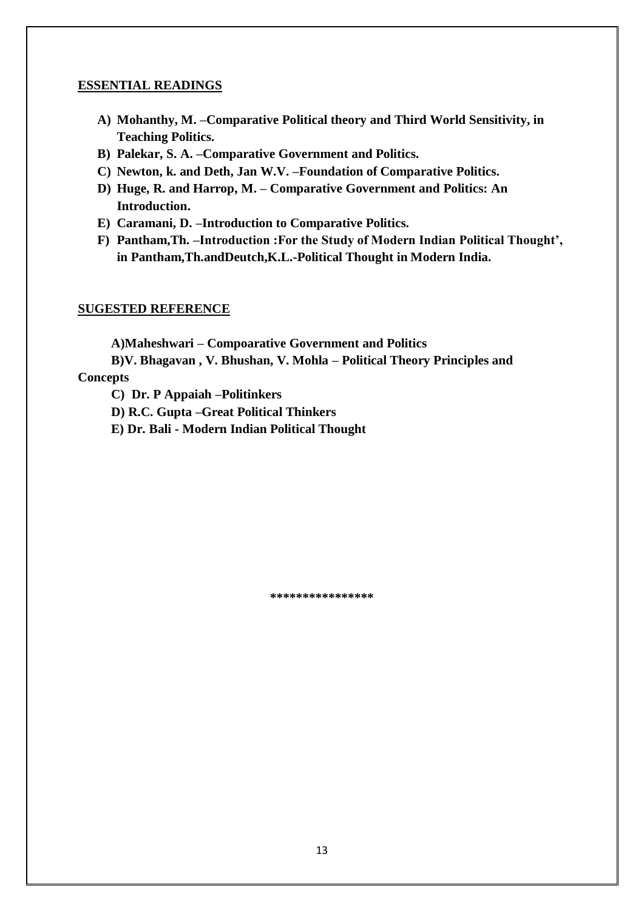## ESSENTIAL READINGS

- **A) Mohanthy, M. –Comparative Political theory and Third World Sensitivity, in Teaching Politics.**
- **B) Palekar, S. A. –Comparative Government and Politics.**
- **C) Newton, k. and Deth, Jan W.V. –Foundation of Comparative Politics.**
- **D) Huge, R. and Harrop, M. – Comparative Government and Politics: An Introduction.**
- **E) Caramani, D. –Introduction to Comparative Politics.**
- **F) Pantham,Th. –Introduction :For the Study of Modern Indian Political Thought', in Pantham,Th.andDeutch,K.L.-Political Thought in Modern India.**

## SUGESTED REFERENCE

**A)Maheshwari – Compoarative Government and Politics**

**B)V. Bhagavan , V. Bhushan, V. Mohla – Political Theory Principles and Concepts**

**C) Dr. P Appaiah –Politinkers**

**D) R.C. Gupta –Great Political Thinkers**

**E) Dr. Bali - Modern Indian Political Thought**

***************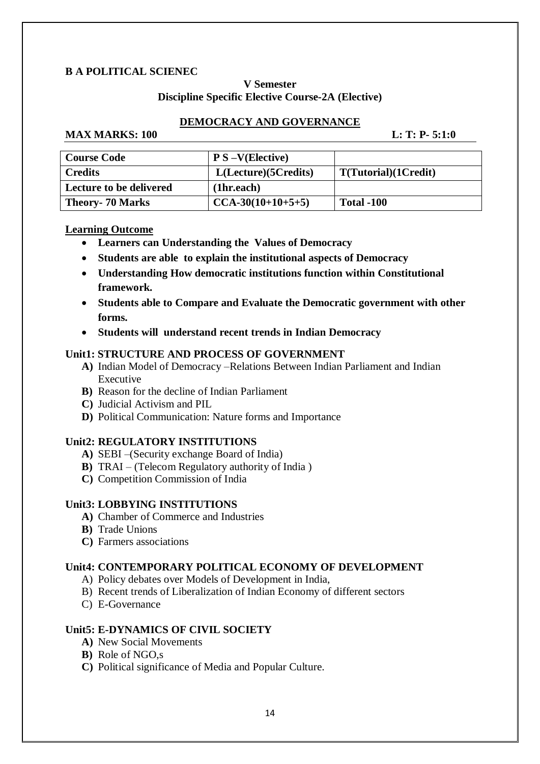**B A POLITICAL SCIENEC**

**V Semester**
**Discipline Specific Elective Course-2A (Elective)**

## DEMOCRACY AND GOVERNANCE

**MAX MARKS: 100** **L: T: P- 5:1:0**

| Course Code | P S –V(Elective) | |
|---|---|---|
| Credits | L(Lecture)(5Credits) | T(Tutorial)(1Credit) |
| Lecture to be delivered | (1hr.each) | |
| Theory- 70 Marks | CCA-30(10+10+5+5) | Total -100 |

**Learning Outcome**

- **Learners can Understanding the Values of Democracy**
- **Students are able to explain the institutional aspects of Democracy**
- **Understanding How democratic institutions function within Constitutional framework.**
- **Students able to Compare and Evaluate the Democratic government with other forms.**
- **Students will understand recent trends in Indian Democracy**

### Unit1: STRUCTURE AND PROCESS OF GOVERNMENT

**A)** Indian Model of Democracy –Relations Between Indian Parliament and Indian Executive
**B)** Reason for the decline of Indian Parliament
**C)** Judicial Activism and PIL
**D)** Political Communication: Nature forms and Importance

### Unit2: REGULATORY INSTITUTIONS

**A)** SEBI –(Security exchange Board of India)
**B)** TRAI – (Telecom Regulatory authority of India )
**C)** Competition Commission of India

### Unit3: LOBBYING INSTITUTIONS

**A)** Chamber of Commerce and Industries
**B)** Trade Unions
**C)** Farmers associations

### Unit4: CONTEMPORARY POLITICAL ECONOMY OF DEVELOPMENT

A) Policy debates over Models of Development in India,
B) Recent trends of Liberalization of Indian Economy of different sectors
C) E-Governance

### Unit5: E-DYNAMICS OF CIVIL SOCIETY

**A)** New Social Movements
**B)** Role of NGO,s
**C)** Political significance of Media and Popular Culture.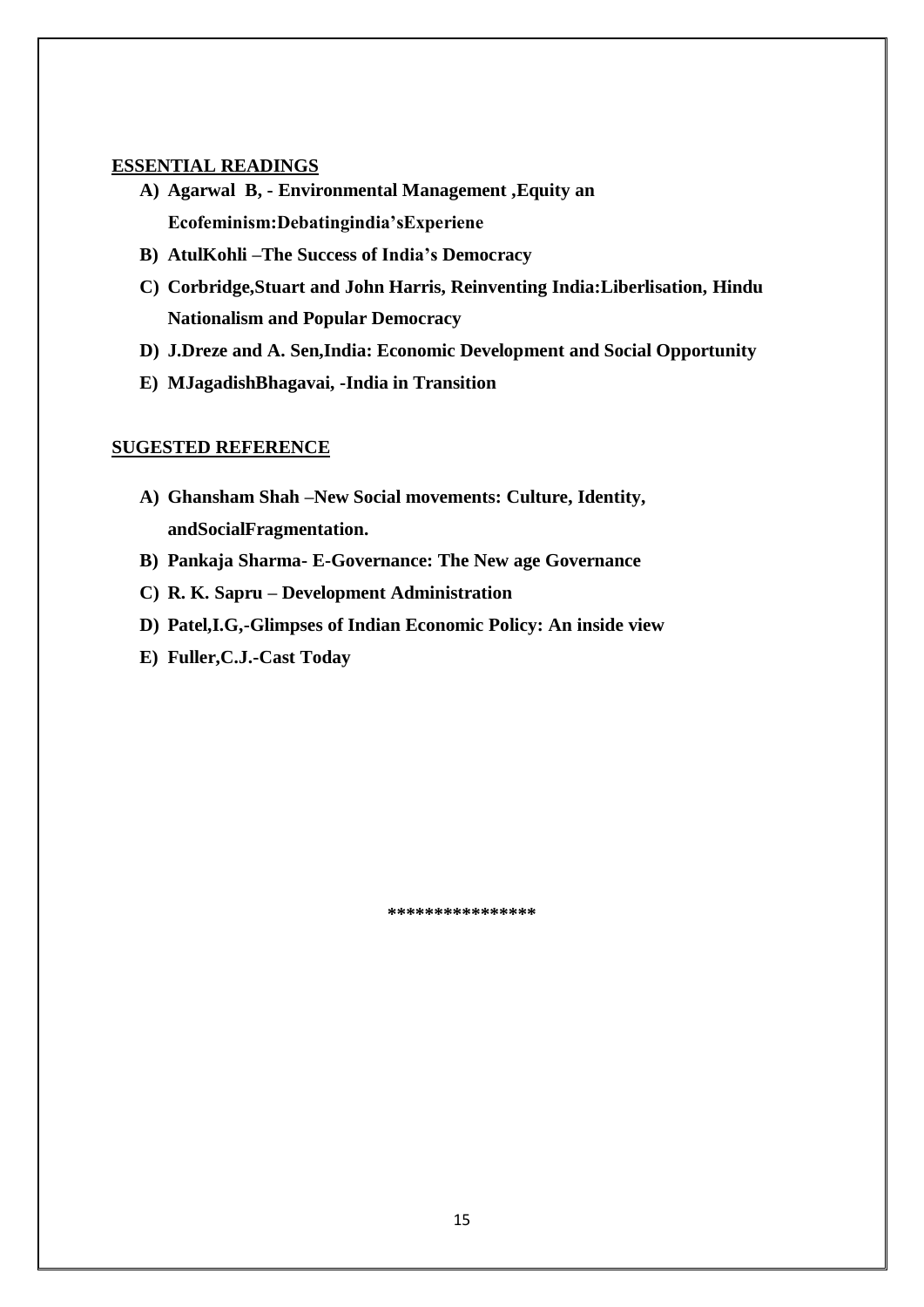**ESSENTIAL READINGS**

A) **Agarwal B, - Environmental Management ,Equity an Ecofeminism:Debatingindia'sExperiene**
B) **AtulKohli –The Success of India's Democracy**
C) **Corbridge,Stuart and John Harris, Reinventing India:Liberlisation, Hindu Nationalism and Popular Democracy**
D) **J.Dreze and A. Sen,India: Economic Development and Social Opportunity**
E) **MJagadishBhagavai, -India in Transition**

**SUGESTED REFERENCE**

A) **Ghansham Shah –New Social movements: Culture, Identity, andSocialFragmentation.**
B) **Pankaja Sharma- E-Governance: The New age Governance**
C) **R. K. Sapru – Development Administration**
D) **Patel,I.G,-Glimpses of Indian Economic Policy: An inside view**
E) **Fuller,C.J.-Cast Today**

\*\*\*\*\*\*\*\*\*\*\*\*\*\*\*\*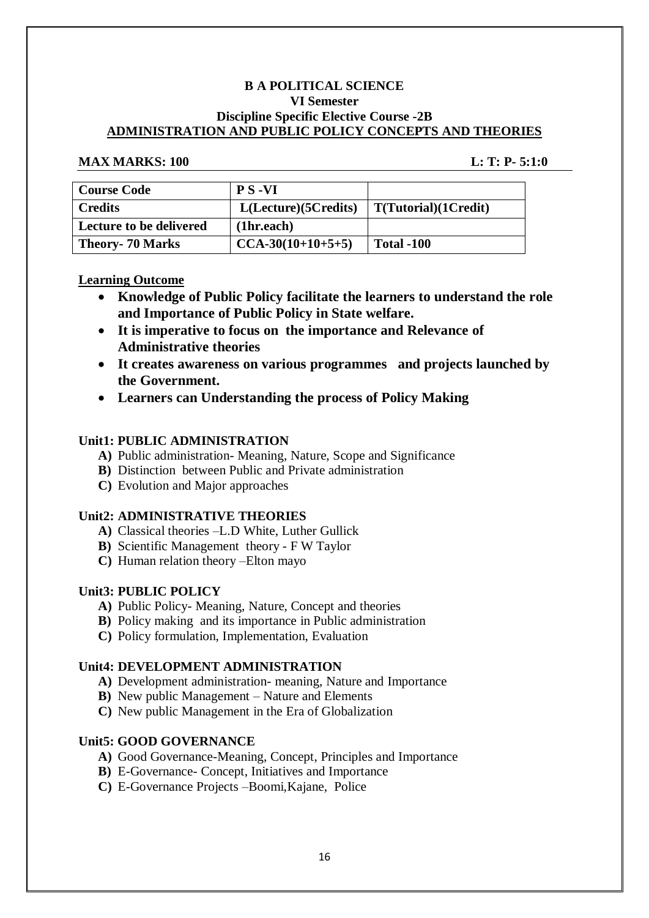**B A POLITICAL SCIENCE**

**VI Semester**

**Discipline Specific Elective Course -2B**

**ADMINISTRATION AND PUBLIC POLICY CONCEPTS AND THEORIES**

**MAX MARKS: 100** **L: T: P- 5:1:0**

| **Course Code** | **P S -VI** | |
|---|---|---|
| **Credits** | **L(Lecture)(5Credits)** | **T(Tutorial)(1Credit)** |
| **Lecture to be delivered** | **(1hr.each)** | |
| **Theory- 70 Marks** | **CCA-30(10+10+5+5)** | **Total -100** |

**Learning Outcome**

- **Knowledge of Public Policy facilitate the learners to understand the role and Importance of Public Policy in State welfare.**
- **It is imperative to focus on the importance and Relevance of Administrative theories**
- **It creates awareness on various programmes and projects launched by the Government.**
- **Learners can Understanding the process of Policy Making**

**Unit1: PUBLIC ADMINISTRATION**

- **A)** Public administration- Meaning, Nature, Scope and Significance
- **B)** Distinction between Public and Private administration
- **C)** Evolution and Major approaches

**Unit2: ADMINISTRATIVE THEORIES**

- **A)** Classical theories –L.D White, Luther Gullick
- **B)** Scientific Management theory - F W Taylor
- **C)** Human relation theory –Elton mayo

**Unit3: PUBLIC POLICY**

- **A)** Public Policy- Meaning, Nature, Concept and theories
- **B)** Policy making and its importance in Public administration
- **C)** Policy formulation, Implementation, Evaluation

**Unit4: DEVELOPMENT ADMINISTRATION**

- **A)** Development administration- meaning, Nature and Importance
- **B)** New public Management – Nature and Elements
- **C)** New public Management in the Era of Globalization

**Unit5: GOOD GOVERNANCE**

- **A)** Good Governance-Meaning, Concept, Principles and Importance
- **B)** E-Governance- Concept, Initiatives and Importance
- **C)** E-Governance Projects –Boomi,Kajane, Police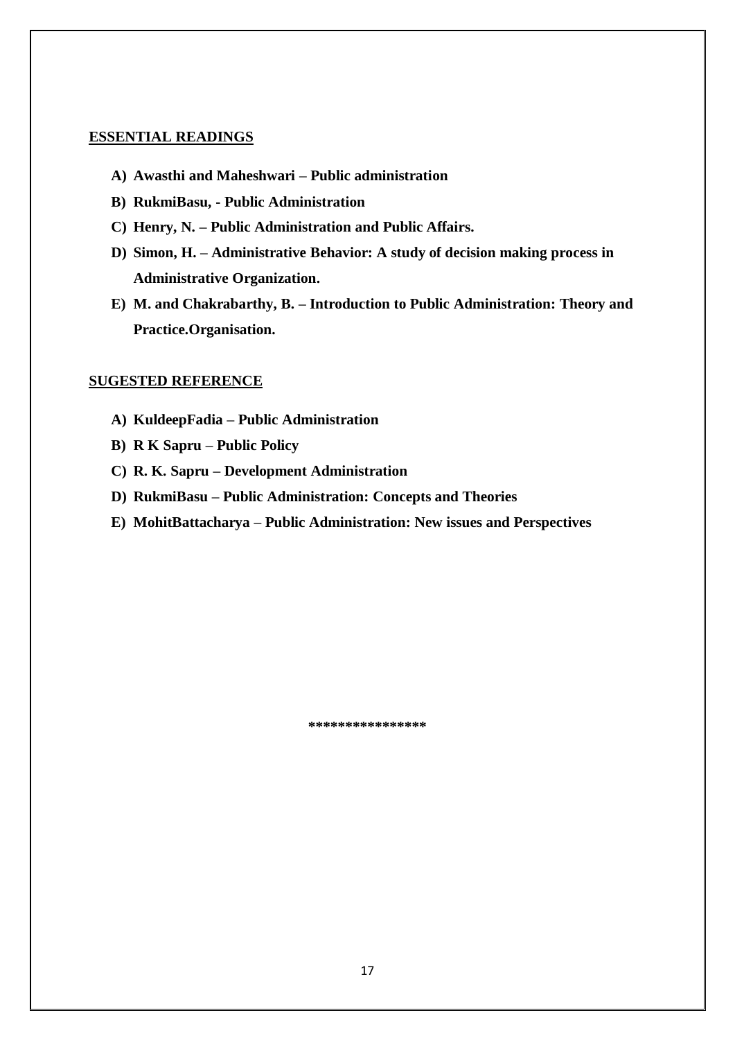**ESSENTIAL READINGS**

A) **Awasthi and Maheshwari – Public administration**
B) **RukmiBasu, - Public Administration**
C) **Henry, N. – Public Administration and Public Affairs.**
D) **Simon, H. – Administrative Behavior: A study of decision making process in Administrative Organization.**
E) **M. and Chakrabarthy, B. – Introduction to Public Administration: Theory and Practice.Organisation.**

**SUGESTED REFERENCE**

A) **KuldeepFadia – Public Administration**
B) **R K Sapru – Public Policy**
C) **R. K. Sapru – Development Administration**
D) **RukmiBasu – Public Administration: Concepts and Theories**
E) **MohitBattacharya – Public Administration: New issues and Perspectives**

****************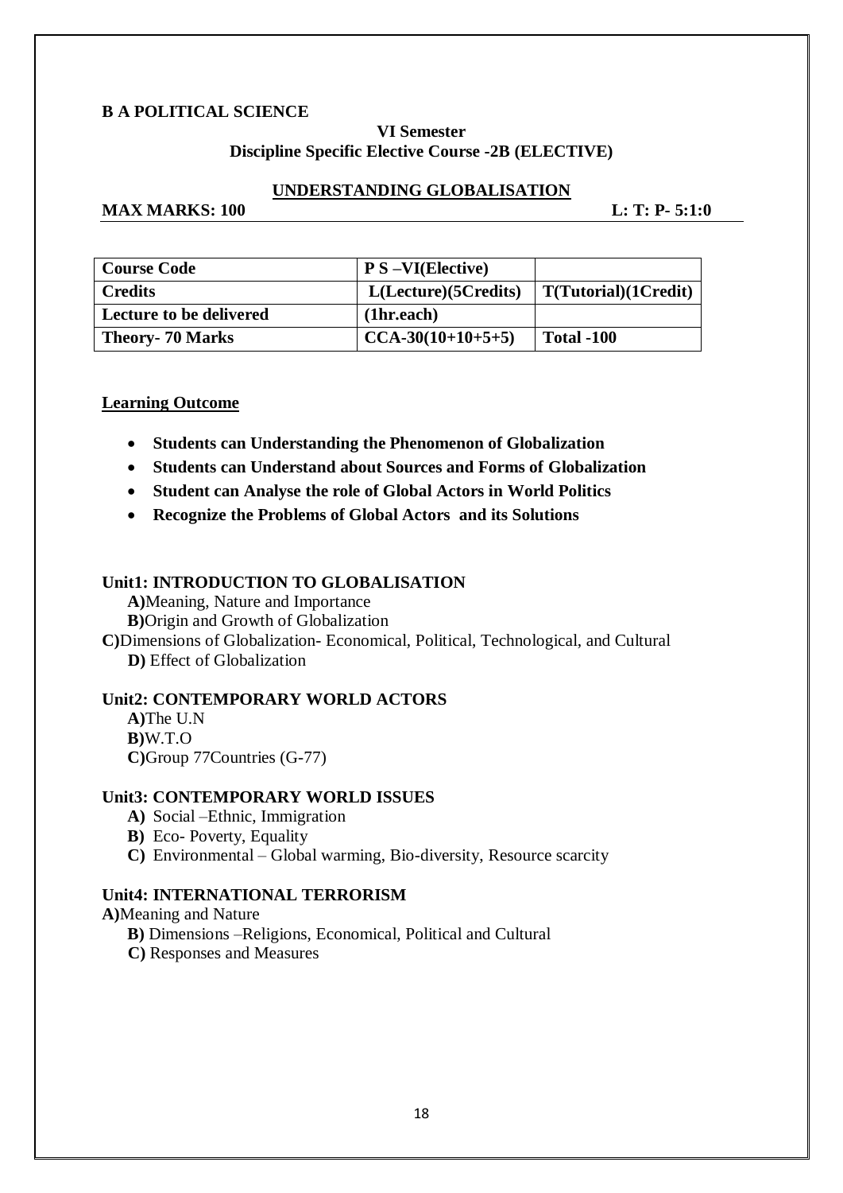**B A POLITICAL SCIENCE**

**VI Semester**
**Discipline Specific Elective Course -2B (ELECTIVE)**

## UNDERSTANDING GLOBALISATION

**MAX MARKS: 100** **L: T: P- 5:1:0**

| **Course Code** | **P S –VI(Elective)** | |
|---|---|---|
| **Credits** | **L(Lecture)(5Credits)** | **T(Tutorial)(1Credit)** |
| **Lecture to be delivered** | **(1hr.each)** | |
| **Theory- 70 Marks** | **CCA-30(10+10+5+5)** | **Total -100** |

### Learning Outcome

- **Students can Understanding the Phenomenon of Globalization**
- **Students can Understand about Sources and Forms of Globalization**
- **Student can Analyse the role of Global Actors in World Politics**
- **Recognize the Problems of Global Actors and its Solutions**

### Unit1: INTRODUCTION TO GLOBALISATION

**A)**Meaning, Nature and Importance
**B)**Origin and Growth of Globalization
**C)**Dimensions of Globalization- Economical, Political, Technological, and Cultural
**D)** Effect of Globalization

### Unit2: CONTEMPORARY WORLD ACTORS

**A)**The U.N
**B)**W.T.O
**C)**Group 77Countries (G-77)

### Unit3: CONTEMPORARY WORLD ISSUES

**A)** Social –Ethnic, Immigration
**B)** Eco- Poverty, Equality
**C)** Environmental – Global warming, Bio-diversity, Resource scarcity

### Unit4: INTERNATIONAL TERRORISM

**A)**Meaning and Nature
**B)** Dimensions –Religions, Economical, Political and Cultural
**C)** Responses and Measures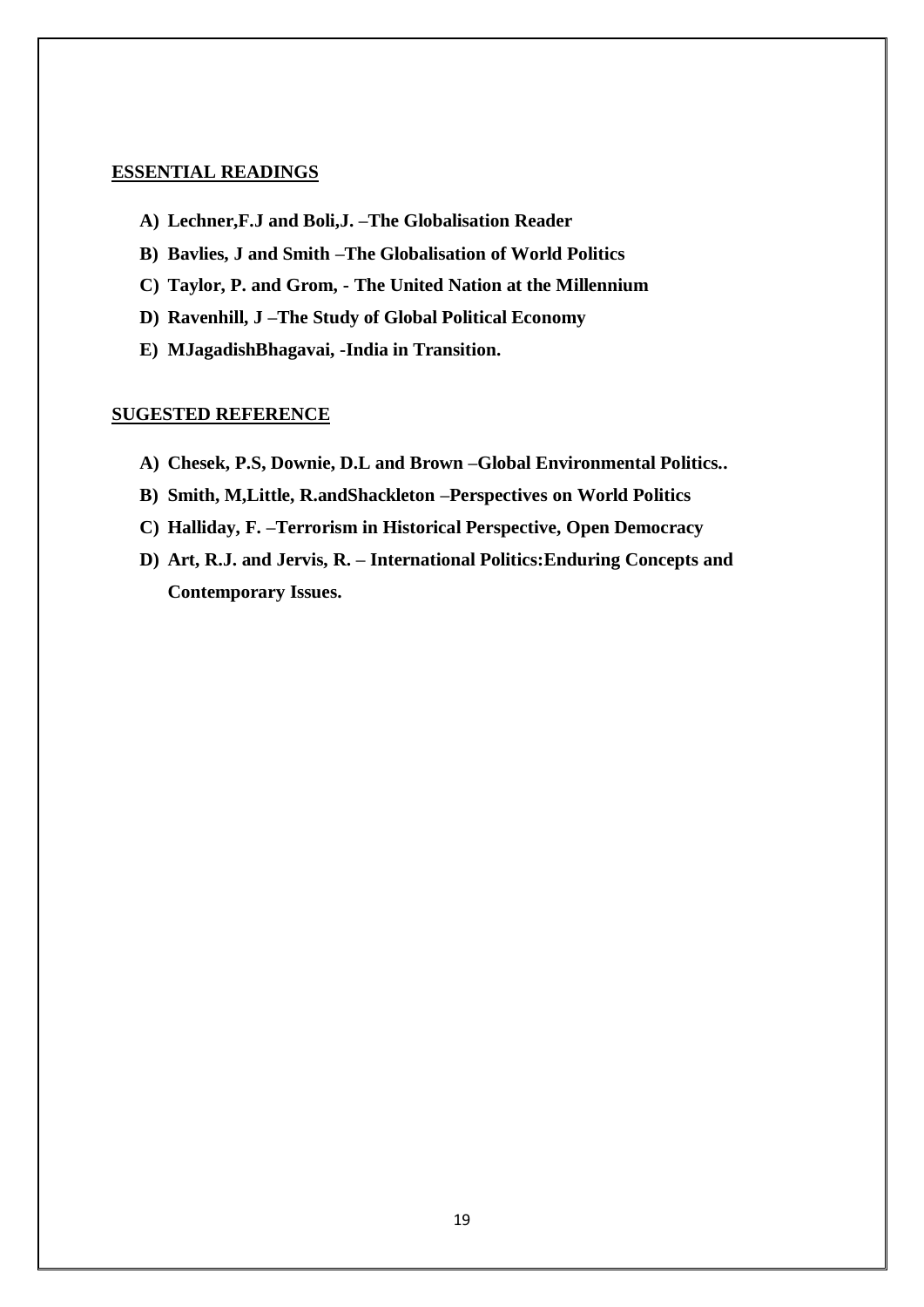**ESSENTIAL READINGS**

- **A) Lechner,F.J and Boli,J. –The Globalisation Reader**
- **B) Bavlies, J and Smith –The Globalisation of World Politics**
- **C) Taylor, P. and Grom, - The United Nation at the Millennium**
- **D) Ravenhill, J –The Study of Global Political Economy**
- **E) MJagadishBhagavai, -India in Transition.**

**SUGESTED REFERENCE**

- **A) Chesek, P.S, Downie, D.L and Brown –Global Environmental Politics..**
- **B) Smith, M,Little, R.andShackleton –Perspectives on World Politics**
- **C) Halliday, F. –Terrorism in Historical Perspective, Open Democracy**
- **D) Art, R.J. and Jervis, R. – International Politics:Enduring Concepts and Contemporary Issues.**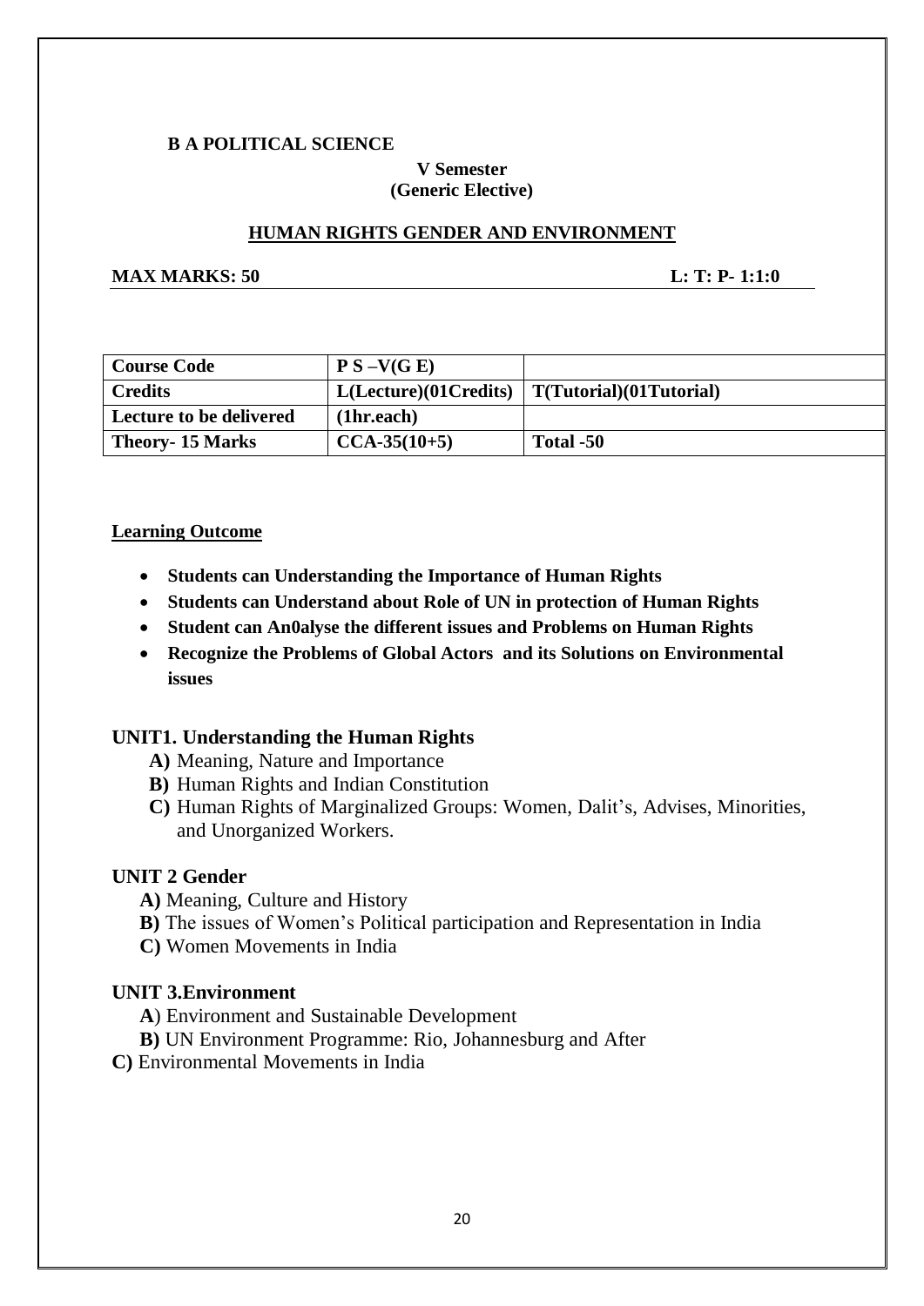**B A POLITICAL SCIENCE**

**V Semester**
**(Generic Elective)**

**HUMAN RIGHTS GENDER AND ENVIRONMENT**

**MAX MARKS: 50** **L: T: P- 1:1:0**

| **Course Code** | **P S –V(G E)** | |
|---|---|---|
| **Credits** | **L(Lecture)(01Credits)** | **T(Tutorial)(01Tutorial)** |
| **Lecture to be delivered** | **(1hr.each)** | |
| **Theory- 15 Marks** | **CCA-35(10+5)** | **Total -50** |

**Learning Outcome**

- **Students can Understanding the Importance of Human Rights**
- **Students can Understand about Role of UN in protection of Human Rights**
- **Student can An0alyse the different issues and Problems on Human Rights**
- **Recognize the Problems of Global Actors and its Solutions on Environmental issues**

## UNIT1. Understanding the Human Rights

**A)** Meaning, Nature and Importance
**B)** Human Rights and Indian Constitution
**C)** Human Rights of Marginalized Groups: Women, Dalit's, Advises, Minorities, and Unorganized Workers.

## UNIT 2 Gender

**A)** Meaning, Culture and History
**B)** The issues of Women's Political participation and Representation in India
**C)** Women Movements in India

## UNIT 3.Environment

**A**) Environment and Sustainable Development
**B)** UN Environment Programme: Rio, Johannesburg and After
**C)** Environmental Movements in India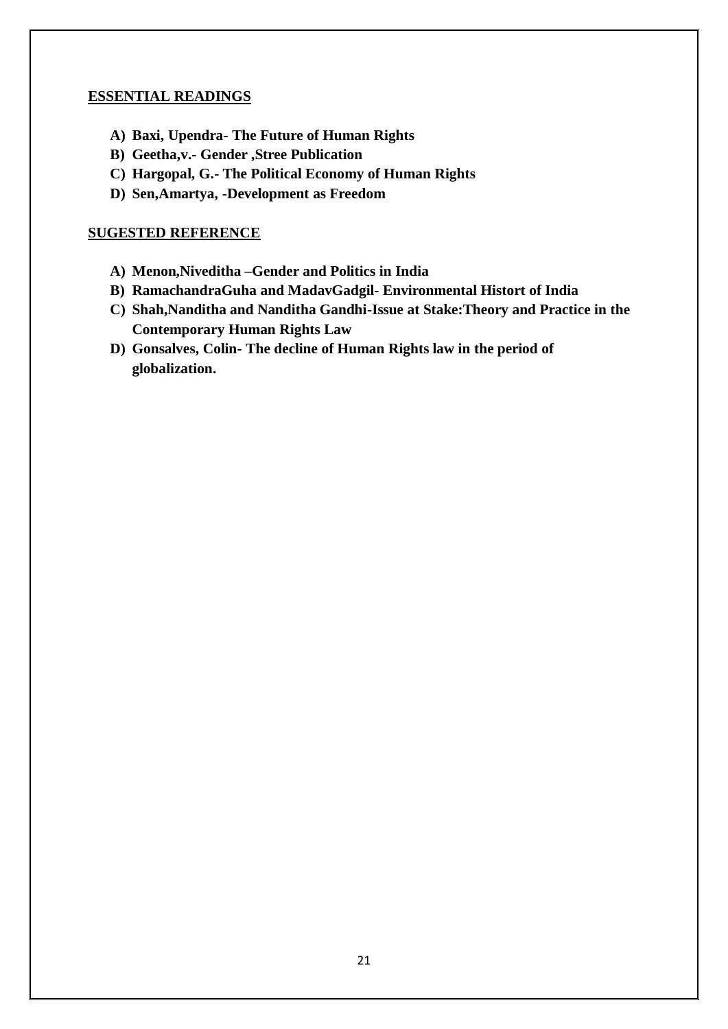**ESSENTIAL READINGS**

- **A) Baxi, Upendra- The Future of Human Rights**
- **B) Geetha,v.- Gender ,Stree Publication**
- **C) Hargopal, G.- The Political Economy of Human Rights**
- **D) Sen,Amartya, -Development as Freedom**

**SUGESTED REFERENCE**

- **A) Menon,Niveditha –Gender and Politics in India**
- **B) RamachandraGuha and MadavGadgil- Environmental Histort of India**
- **C) Shah,Nanditha and Nanditha Gandhi-Issue at Stake:Theory and Practice in the Contemporary Human Rights Law**
- **D) Gonsalves, Colin- The decline of Human Rights law in the period of globalization.**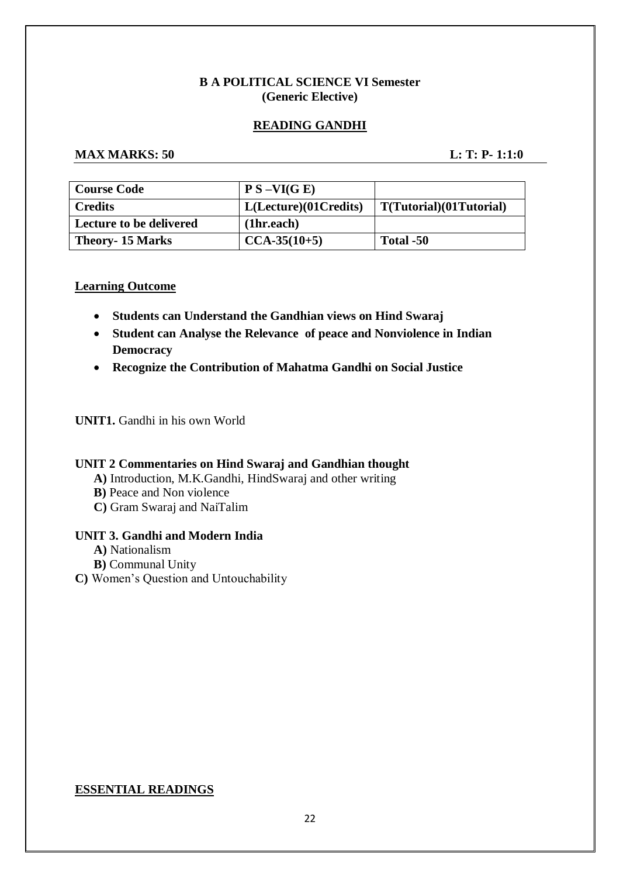**B A POLITICAL SCIENCE VI Semester**
**(Generic Elective)**

## READING GANDHI

**MAX MARKS: 50** **L: T: P- 1:1:0**

| Course Code | P S –VI(G E) | |
|---|---|---|
| Credits | L(Lecture)(01Credits) | T(Tutorial)(01Tutorial) |
| Lecture to be delivered | (1hr.each) | |
| Theory- 15 Marks | CCA-35(10+5) | Total -50 |

### Learning Outcome

- **Students can Understand the Gandhian views on Hind Swaraj**
- **Student can Analyse the Relevance of peace and Nonviolence in Indian Democracy**
- **Recognize the Contribution of Mahatma Gandhi on Social Justice**

**UNIT1.** Gandhi in his own World

**UNIT 2 Commentaries on Hind Swaraj and Gandhian thought**

**A)** Introduction, M.K.Gandhi, HindSwaraj and other writing
**B)** Peace and Non violence
**C)** Gram Swaraj and NaiTalim

**UNIT 3. Gandhi and Modern India**

**A)** Nationalism
**B)** Communal Unity
**C)** Women's Question and Untouchability

### ESSENTIAL READINGS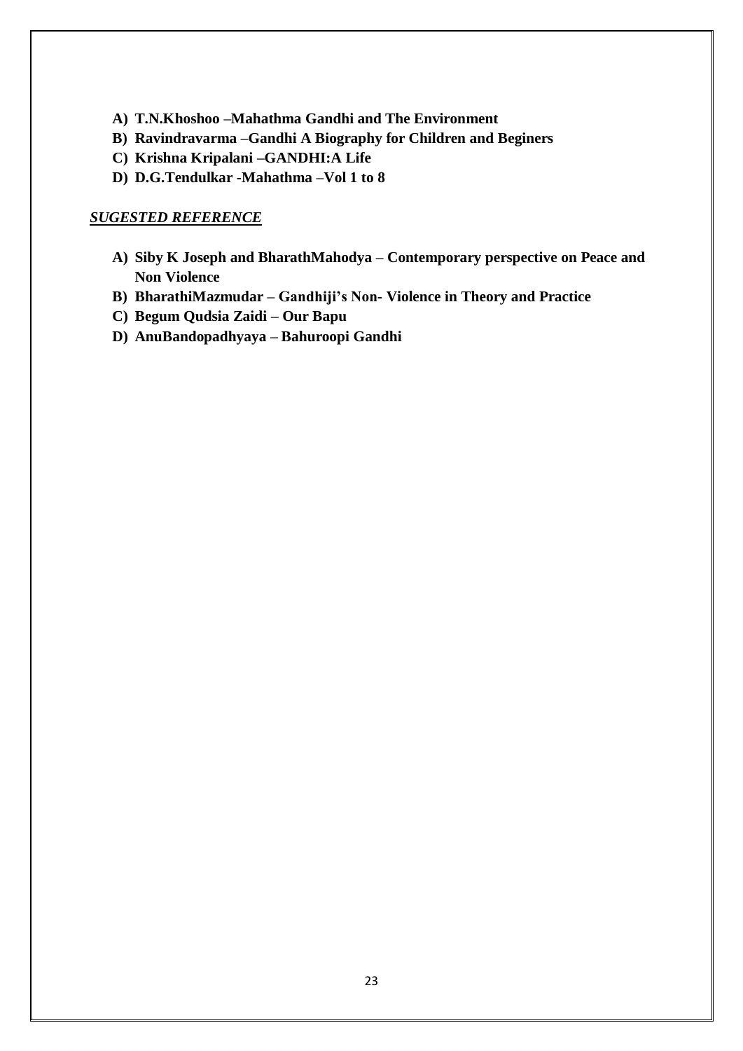- **A) T.N.Khoshoo –Mahathma Gandhi and The Environment**
- **B) Ravindravarma –Gandhi A Biography for Children and Beginers**
- **C) Krishna Kripalani –GANDHI:A Life**
- **D) D.G.Tendulkar -Mahathma –Vol 1 to 8**

***SUGESTED REFERENCE***

- **A) Siby K Joseph and BharathMahodya – Contemporary perspective on Peace and Non Violence**
- **B) BharathiMazmudar – Gandhiji's Non- Violence in Theory and Practice**
- **C) Begum Qudsia Zaidi – Our Bapu**
- **D) AnuBandopadhyaya – Bahuroopi Gandhi**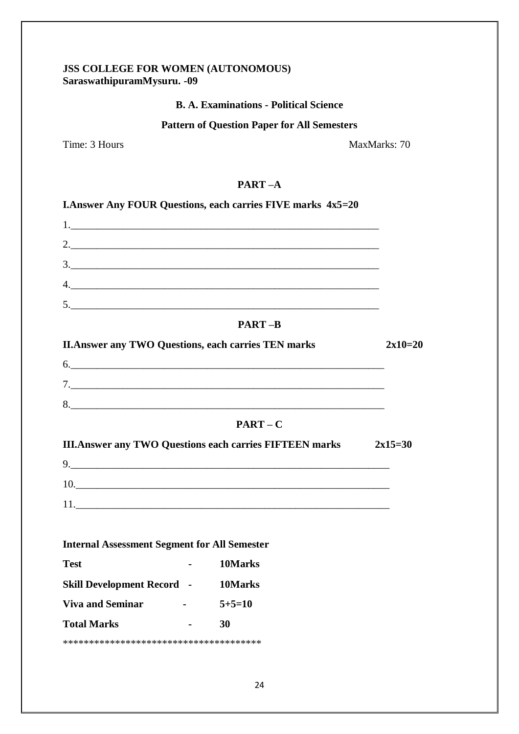**JSS COLLEGE FOR WOMEN (AUTONOMOUS)**
**SaraswathipuramMysuru. -09**

**B. A. Examinations - Political Science**

**Pattern of Question Paper for All Semesters**

Time: 3 Hours MaxMarks: 70

## PART –A

**I.Answer Any FOUR Questions, each carries FIVE marks 4x5=20**

1.______________________________________________________________

2.______________________________________________________________

3.______________________________________________________________

4.______________________________________________________________

5.______________________________________________________________

## PART –B

**II.Answer any TWO Questions, each carries TEN marks 2x10=20**

6.______________________________________________________________

7.______________________________________________________________

8.______________________________________________________________

## PART – C

**III.Answer any TWO Questions each carries FIFTEEN marks 2x15=30**

9.______________________________________________________________

10.______________________________________________________________

11.______________________________________________________________

**Internal Assessment Segment for All Semester**

| | | |
|---|---|---|
| **Test** | - | **10Marks** |
| **Skill Development Record** | - | **10Marks** |
| **Viva and Seminar** | - | **5+5=10** |
| **Total Marks** | - | **30** |

**************************************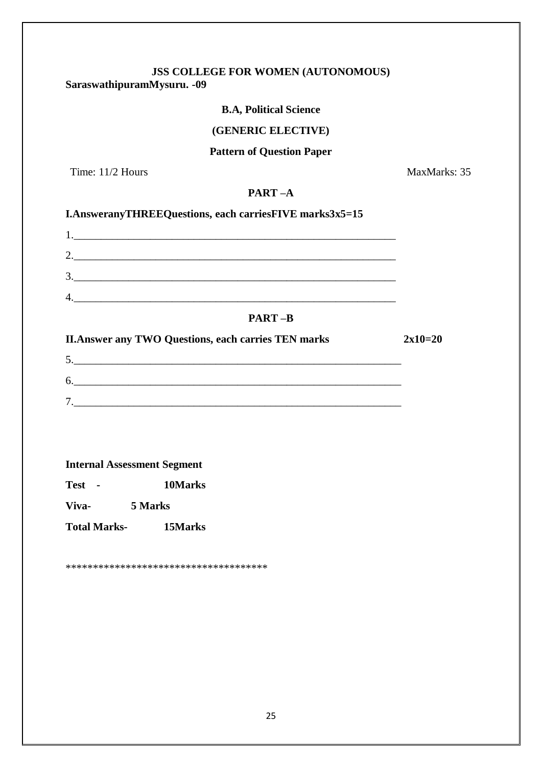**JSS COLLEGE FOR WOMEN (AUTONOMOUS)**
**SaraswathipuramMysuru. -09**

**B.A, Political Science**

**(GENERIC ELECTIVE)**

**Pattern of Question Paper**

Time: 11/2 Hours MaxMarks: 35

**PART –A**

**I.AnsweranyTHREEQuestions, each carriesFIVE marks3x5=15**

1.______________________________________________________________

2.______________________________________________________________

3.______________________________________________________________

4.______________________________________________________________

**PART –B**

**II.Answer any TWO Questions, each carries TEN marks 2x10=20**

5.______________________________________________________________

6.______________________________________________________________

7.______________________________________________________________

**Internal Assessment Segment**

**Test - 10Marks**

**Viva- 5 Marks**

**Total Marks- 15Marks**

*************************************